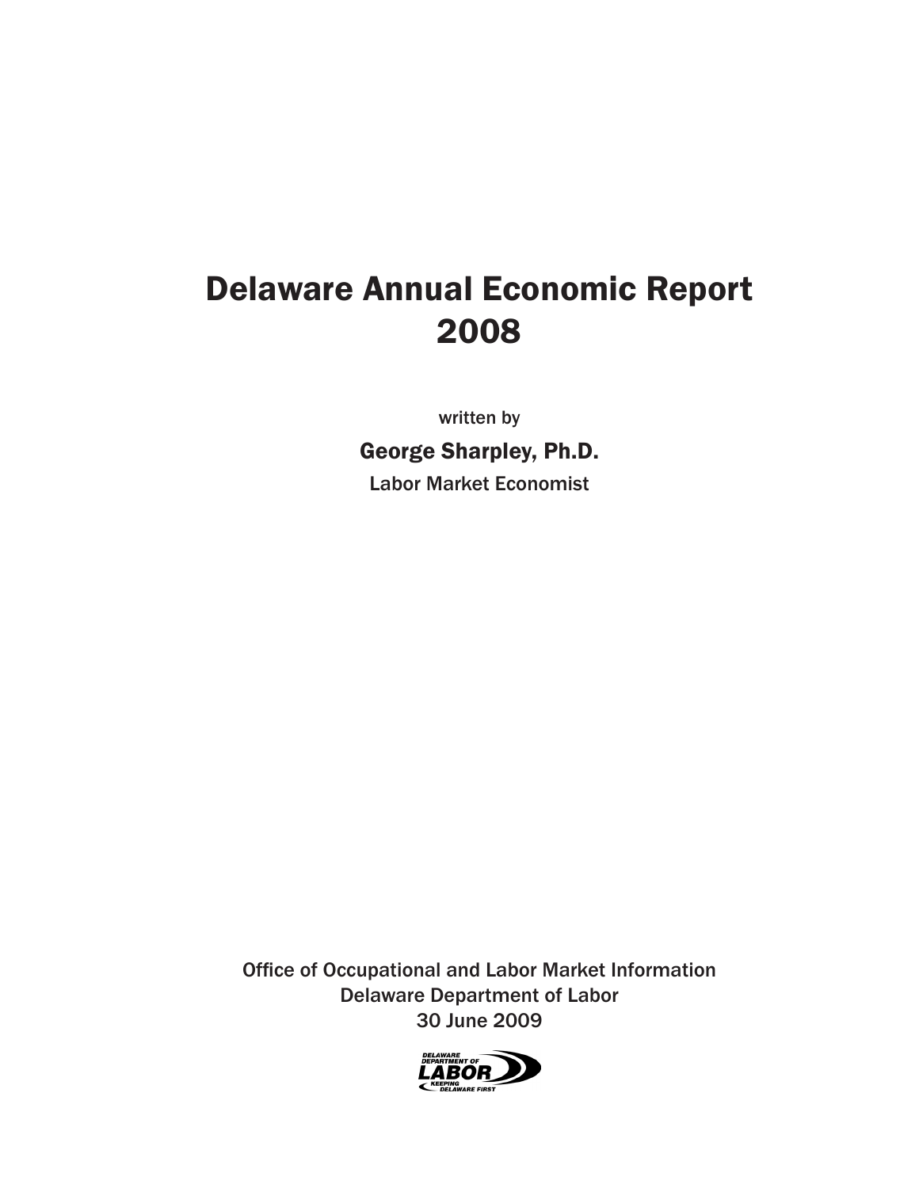# Delaware Annual Economic Report 2008

written by

**George Sharpley, Ph.D.**

Labor Market Economist

Office of Occupational and Labor Market Information
Delaware Department of Labor
30 June 2009

DELAWARE DEPARTMENT OF LABOR
KEEPING DELAWARE FIRST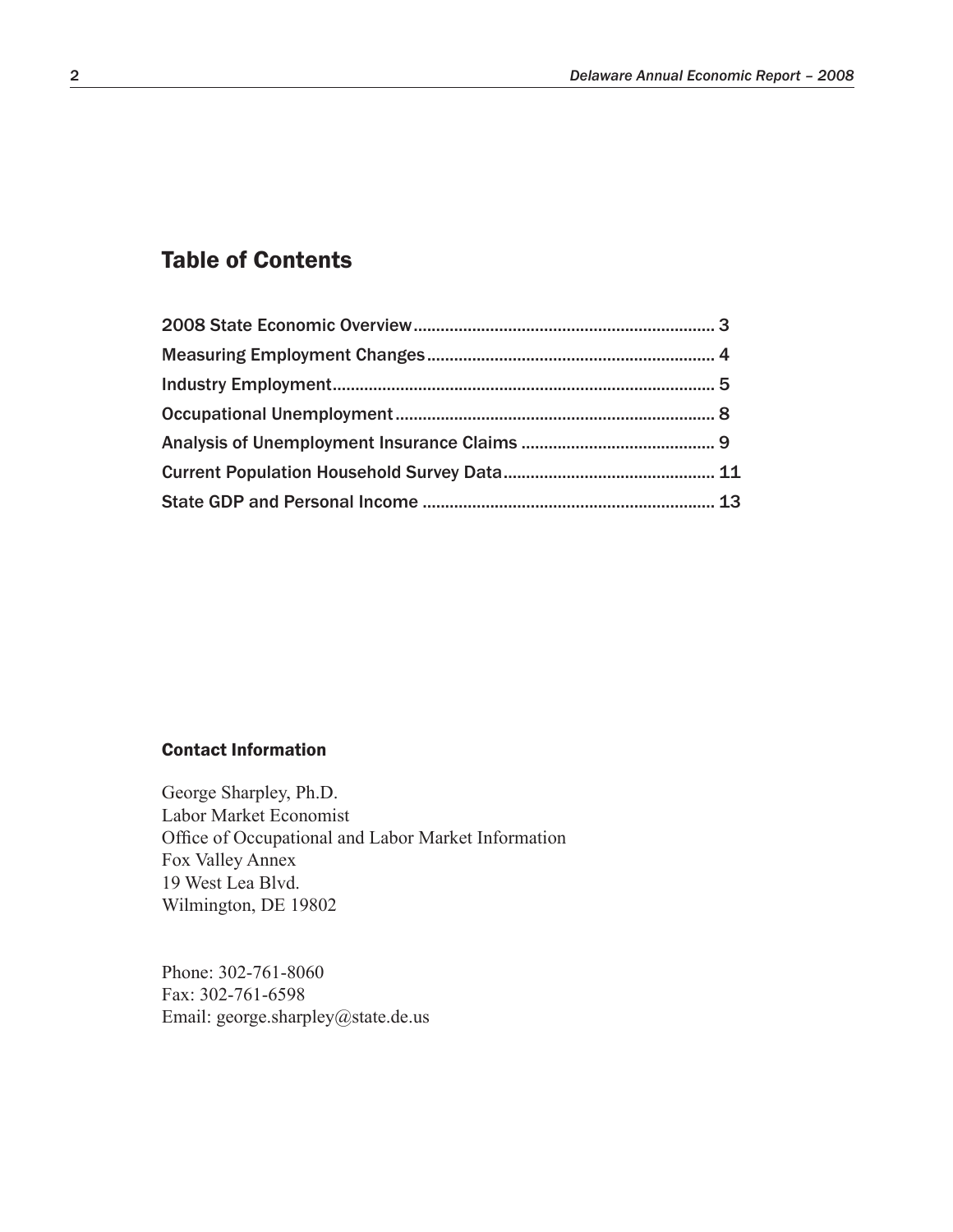## Table of Contents

2008 State Economic Overview.................................................................. 3
Measuring Employment Changes............................................................... 4
Industry Employment.................................................................................... 5
Occupational Unemployment...................................................................... 8
Analysis of Unemployment Insurance Claims ........................................... 9
Current Population Household Survey Data.............................................. 11
State GDP and Personal Income ................................................................ 13

### Contact Information

George Sharpley, Ph.D.
Labor Market Economist
Office of Occupational and Labor Market Information
Fox Valley Annex
19 West Lea Blvd.
Wilmington, DE 19802

Phone: 302-761-8060
Fax: 302-761-6598
Email: george.sharpley@state.de.us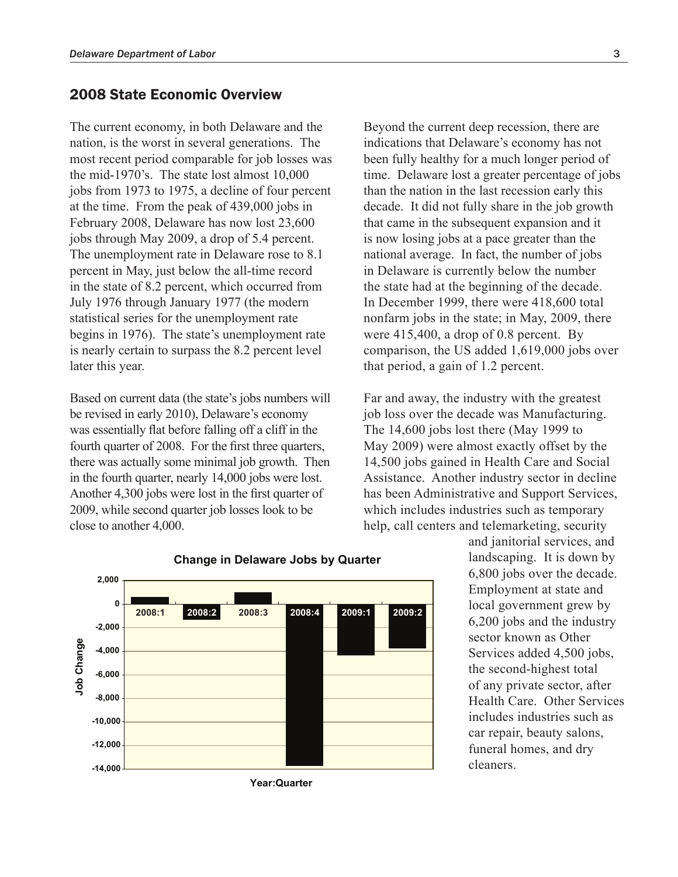## 2008 State Economic Overview

The current economy, in both Delaware and the nation, is the worst in several generations. The most recent period comparable for job losses was the mid-1970's. The state lost almost 10,000 jobs from 1973 to 1975, a decline of four percent at the time. From the peak of 439,000 jobs in February 2008, Delaware has now lost 23,600 jobs through May 2009, a drop of 5.4 percent. The unemployment rate in Delaware rose to 8.1 percent in May, just below the all-time record in the state of 8.2 percent, which occurred from July 1976 through January 1977 (the modern statistical series for the unemployment rate begins in 1976). The state's unemployment rate is nearly certain to surpass the 8.2 percent level later this year.

Based on current data (the state's jobs numbers will be revised in early 2010), Delaware's economy was essentially flat before falling off a cliff in the fourth quarter of 2008. For the first three quarters, there was actually some minimal job growth. Then in the fourth quarter, nearly 14,000 jobs were lost. Another 4,300 jobs were lost in the first quarter of 2009, while second quarter job losses look to be close to another 4,000.

**Change in Delaware Jobs by Quarter**

Job Change (y-axis: 2,000 to -14,000); Year:Quarter (x-axis: 2008:1, 2008:2, 2008:3, 2008:4, 2009:1, 2009:2)

Beyond the current deep recession, there are indications that Delaware's economy has not been fully healthy for a much longer period of time. Delaware lost a greater percentage of jobs than the nation in the last recession early this decade. It did not fully share in the job growth that came in the subsequent expansion and it is now losing jobs at a pace greater than the national average. In fact, the number of jobs in Delaware is currently below the number the state had at the beginning of the decade. In December 1999, there were 418,600 total nonfarm jobs in the state; in May, 2009, there were 415,400, a drop of 0.8 percent. By comparison, the US added 1,619,000 jobs over that period, a gain of 1.2 percent.

Far and away, the industry with the greatest job loss over the decade was Manufacturing. The 14,600 jobs lost there (May 1999 to May 2009) were almost exactly offset by the 14,500 jobs gained in Health Care and Social Assistance. Another industry sector in decline has been Administrative and Support Services, which includes industries such as temporary help, call centers and telemarketing, security and janitorial services, and landscaping. It is down by 6,800 jobs over the decade. Employment at state and local government grew by 6,200 jobs and the industry sector known as Other Services added 4,500 jobs, the second-highest total of any private sector, after Health Care. Other Services includes industries such as car repair, beauty salons, funeral homes, and dry cleaners.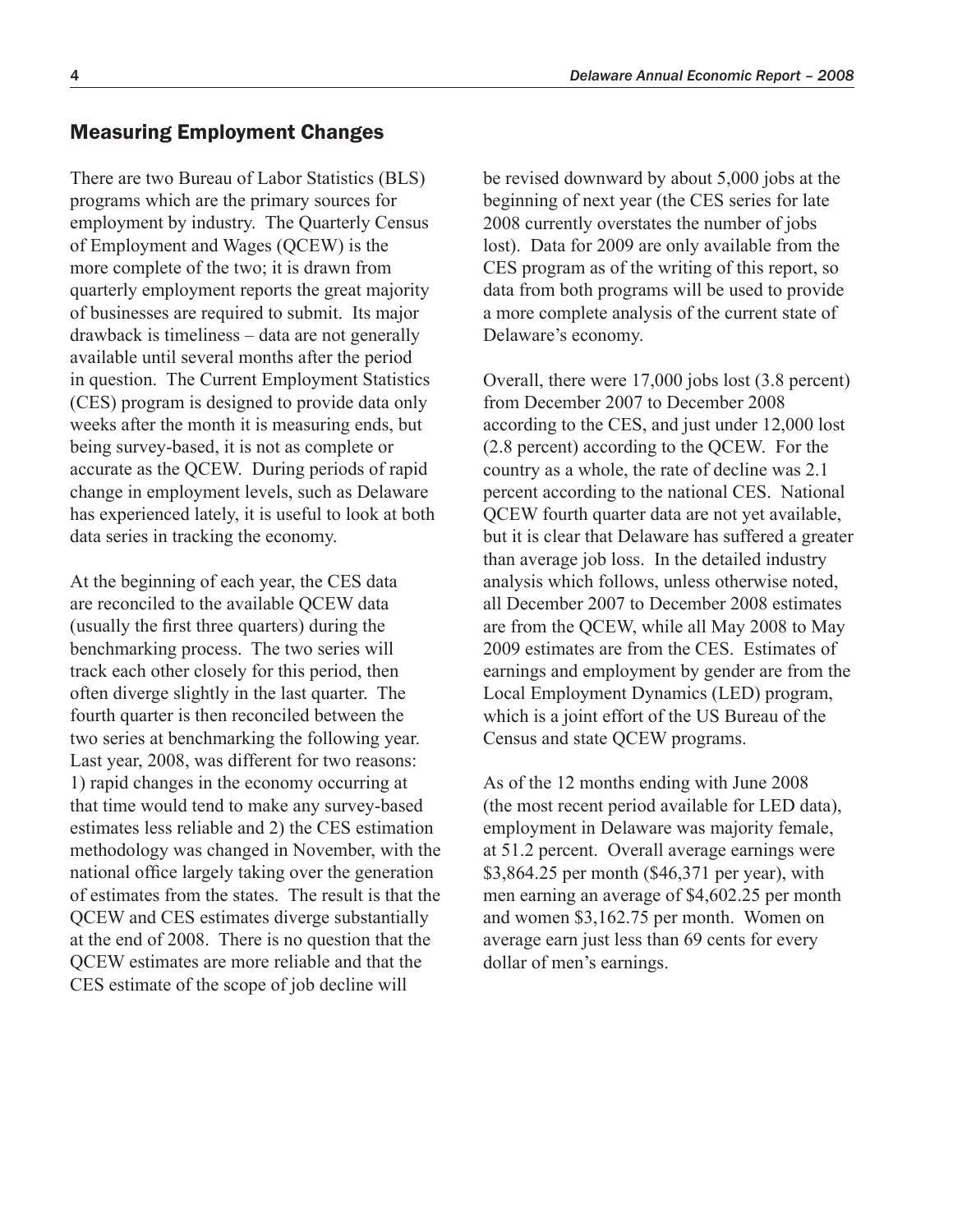## Measuring Employment Changes

There are two Bureau of Labor Statistics (BLS) programs which are the primary sources for employment by industry. The Quarterly Census of Employment and Wages (QCEW) is the more complete of the two; it is drawn from quarterly employment reports the great majority of businesses are required to submit. Its major drawback is timeliness – data are not generally available until several months after the period in question. The Current Employment Statistics (CES) program is designed to provide data only weeks after the month it is measuring ends, but being survey-based, it is not as complete or accurate as the QCEW. During periods of rapid change in employment levels, such as Delaware has experienced lately, it is useful to look at both data series in tracking the economy.

At the beginning of each year, the CES data are reconciled to the available QCEW data (usually the first three quarters) during the benchmarking process. The two series will track each other closely for this period, then often diverge slightly in the last quarter. The fourth quarter is then reconciled between the two series at benchmarking the following year. Last year, 2008, was different for two reasons: 1) rapid changes in the economy occurring at that time would tend to make any survey-based estimates less reliable and 2) the CES estimation methodology was changed in November, with the national office largely taking over the generation of estimates from the states. The result is that the QCEW and CES estimates diverge substantially at the end of 2008. There is no question that the QCEW estimates are more reliable and that the CES estimate of the scope of job decline will be revised downward by about 5,000 jobs at the beginning of next year (the CES series for late 2008 currently overstates the number of jobs lost). Data for 2009 are only available from the CES program as of the writing of this report, so data from both programs will be used to provide a more complete analysis of the current state of Delaware's economy.

Overall, there were 17,000 jobs lost (3.8 percent) from December 2007 to December 2008 according to the CES, and just under 12,000 lost (2.8 percent) according to the QCEW. For the country as a whole, the rate of decline was 2.1 percent according to the national CES. National QCEW fourth quarter data are not yet available, but it is clear that Delaware has suffered a greater than average job loss. In the detailed industry analysis which follows, unless otherwise noted, all December 2007 to December 2008 estimates are from the QCEW, while all May 2008 to May 2009 estimates are from the CES. Estimates of earnings and employment by gender are from the Local Employment Dynamics (LED) program, which is a joint effort of the US Bureau of the Census and state QCEW programs.

As of the 12 months ending with June 2008 (the most recent period available for LED data), employment in Delaware was majority female, at 51.2 percent. Overall average earnings were $3,864.25 per month ($46,371 per year), with men earning an average of $4,602.25 per month and women $3,162.75 per month. Women on average earn just less than 69 cents for every dollar of men's earnings.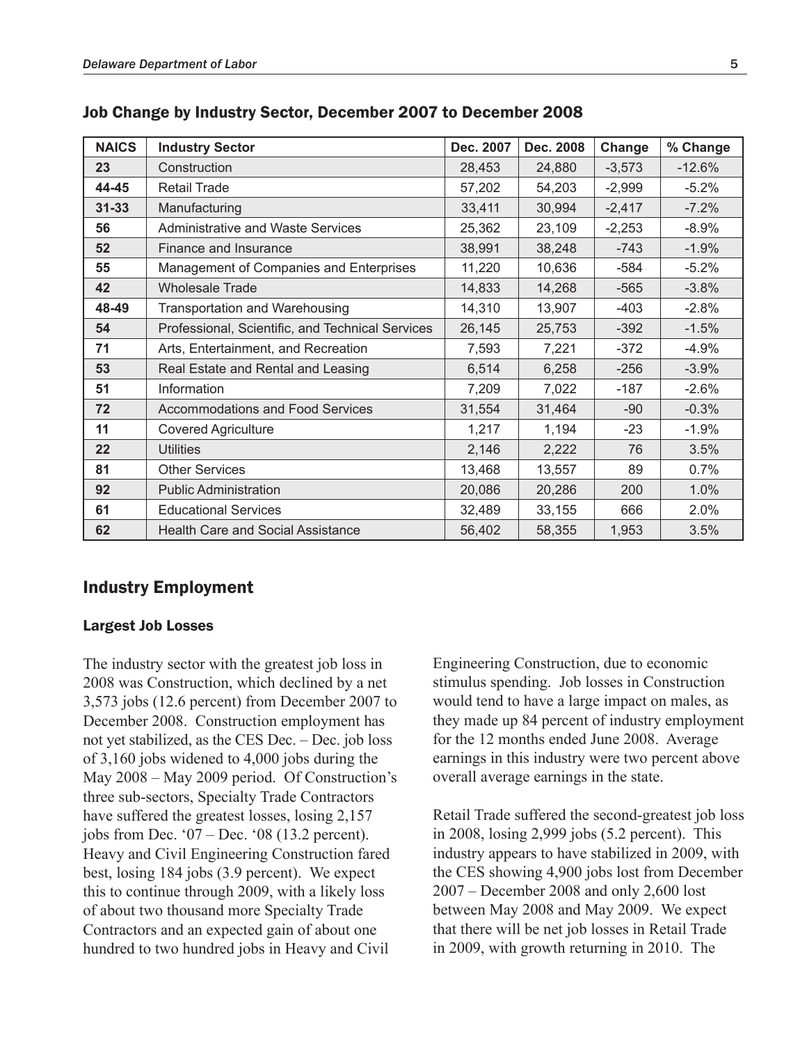## Job Change by Industry Sector, December 2007 to December 2008

| NAICS | Industry Sector | Dec. 2007 | Dec. 2008 | Change | % Change |
|---|---|---|---|---|---|
| 23 | Construction | 28,453 | 24,880 | -3,573 | -12.6% |
| 44-45 | Retail Trade | 57,202 | 54,203 | -2,999 | -5.2% |
| 31-33 | Manufacturing | 33,411 | 30,994 | -2,417 | -7.2% |
| 56 | Administrative and Waste Services | 25,362 | 23,109 | -2,253 | -8.9% |
| 52 | Finance and Insurance | 38,991 | 38,248 | -743 | -1.9% |
| 55 | Management of Companies and Enterprises | 11,220 | 10,636 | -584 | -5.2% |
| 42 | Wholesale Trade | 14,833 | 14,268 | -565 | -3.8% |
| 48-49 | Transportation and Warehousing | 14,310 | 13,907 | -403 | -2.8% |
| 54 | Professional, Scientific, and Technical Services | 26,145 | 25,753 | -392 | -1.5% |
| 71 | Arts, Entertainment, and Recreation | 7,593 | 7,221 | -372 | -4.9% |
| 53 | Real Estate and Rental and Leasing | 6,514 | 6,258 | -256 | -3.9% |
| 51 | Information | 7,209 | 7,022 | -187 | -2.6% |
| 72 | Accommodations and Food Services | 31,554 | 31,464 | -90 | -0.3% |
| 11 | Covered Agriculture | 1,217 | 1,194 | -23 | -1.9% |
| 22 | Utilities | 2,146 | 2,222 | 76 | 3.5% |
| 81 | Other Services | 13,468 | 13,557 | 89 | 0.7% |
| 92 | Public Administration | 20,086 | 20,286 | 200 | 1.0% |
| 61 | Educational Services | 32,489 | 33,155 | 666 | 2.0% |
| 62 | Health Care and Social Assistance | 56,402 | 58,355 | 1,953 | 3.5% |

## Industry Employment

### Largest Job Losses

The industry sector with the greatest job loss in 2008 was Construction, which declined by a net 3,573 jobs (12.6 percent) from December 2007 to December 2008. Construction employment has not yet stabilized, as the CES Dec. – Dec. job loss of 3,160 jobs widened to 4,000 jobs during the May 2008 – May 2009 period. Of Construction's three sub-sectors, Specialty Trade Contractors have suffered the greatest losses, losing 2,157 jobs from Dec. '07 – Dec. '08 (13.2 percent). Heavy and Civil Engineering Construction fared best, losing 184 jobs (3.9 percent). We expect this to continue through 2009, with a likely loss of about two thousand more Specialty Trade Contractors and an expected gain of about one hundred to two hundred jobs in Heavy and Civil Engineering Construction, due to economic stimulus spending. Job losses in Construction would tend to have a large impact on males, as they made up 84 percent of industry employment for the 12 months ended June 2008. Average earnings in this industry were two percent above overall average earnings in the state.

Retail Trade suffered the second-greatest job loss in 2008, losing 2,999 jobs (5.2 percent). This industry appears to have stabilized in 2009, with the CES showing 4,900 jobs lost from December 2007 – December 2008 and only 2,600 lost between May 2008 and May 2009. We expect that there will be net job losses in Retail Trade in 2009, with growth returning in 2010. The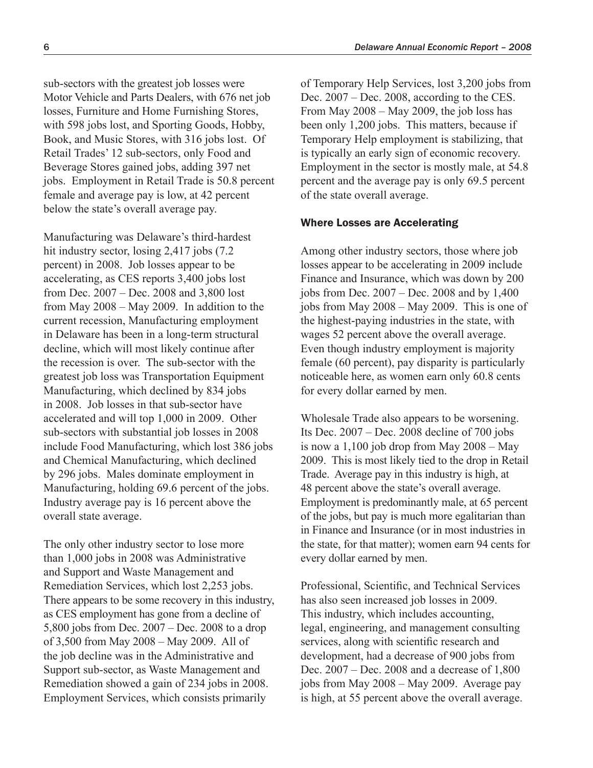sub-sectors with the greatest job losses were Motor Vehicle and Parts Dealers, with 676 net job losses, Furniture and Home Furnishing Stores, with 598 jobs lost, and Sporting Goods, Hobby, Book, and Music Stores, with 316 jobs lost. Of Retail Trades' 12 sub-sectors, only Food and Beverage Stores gained jobs, adding 397 net jobs. Employment in Retail Trade is 50.8 percent female and average pay is low, at 42 percent below the state's overall average pay.

Manufacturing was Delaware's third-hardest hit industry sector, losing 2,417 jobs (7.2 percent) in 2008. Job losses appear to be accelerating, as CES reports 3,400 jobs lost from Dec. 2007 – Dec. 2008 and 3,800 lost from May 2008 – May 2009. In addition to the current recession, Manufacturing employment in Delaware has been in a long-term structural decline, which will most likely continue after the recession is over. The sub-sector with the greatest job loss was Transportation Equipment Manufacturing, which declined by 834 jobs in 2008. Job losses in that sub-sector have accelerated and will top 1,000 in 2009. Other sub-sectors with substantial job losses in 2008 include Food Manufacturing, which lost 386 jobs and Chemical Manufacturing, which declined by 296 jobs. Males dominate employment in Manufacturing, holding 69.6 percent of the jobs. Industry average pay is 16 percent above the overall state average.

The only other industry sector to lose more than 1,000 jobs in 2008 was Administrative and Support and Waste Management and Remediation Services, which lost 2,253 jobs. There appears to be some recovery in this industry, as CES employment has gone from a decline of 5,800 jobs from Dec. 2007 – Dec. 2008 to a drop of 3,500 from May 2008 – May 2009. All of the job decline was in the Administrative and Support sub-sector, as Waste Management and Remediation showed a gain of 234 jobs in 2008. Employment Services, which consists primarily of Temporary Help Services, lost 3,200 jobs from Dec. 2007 – Dec. 2008, according to the CES. From May 2008 – May 2009, the job loss has been only 1,200 jobs. This matters, because if Temporary Help employment is stabilizing, that is typically an early sign of economic recovery. Employment in the sector is mostly male, at 54.8 percent and the average pay is only 69.5 percent of the state overall average.

## Where Losses are Accelerating

Among other industry sectors, those where job losses appear to be accelerating in 2009 include Finance and Insurance, which was down by 200 jobs from Dec. 2007 – Dec. 2008 and by 1,400 jobs from May 2008 – May 2009. This is one of the highest-paying industries in the state, with wages 52 percent above the overall average. Even though industry employment is majority female (60 percent), pay disparity is particularly noticeable here, as women earn only 60.8 cents for every dollar earned by men.

Wholesale Trade also appears to be worsening. Its Dec. 2007 – Dec. 2008 decline of 700 jobs is now a 1,100 job drop from May 2008 – May 2009. This is most likely tied to the drop in Retail Trade. Average pay in this industry is high, at 48 percent above the state's overall average. Employment is predominantly male, at 65 percent of the jobs, but pay is much more egalitarian than in Finance and Insurance (or in most industries in the state, for that matter); women earn 94 cents for every dollar earned by men.

Professional, Scientific, and Technical Services has also seen increased job losses in 2009. This industry, which includes accounting, legal, engineering, and management consulting services, along with scientific research and development, had a decrease of 900 jobs from Dec. 2007 – Dec. 2008 and a decrease of 1,800 jobs from May 2008 – May 2009. Average pay is high, at 55 percent above the overall average.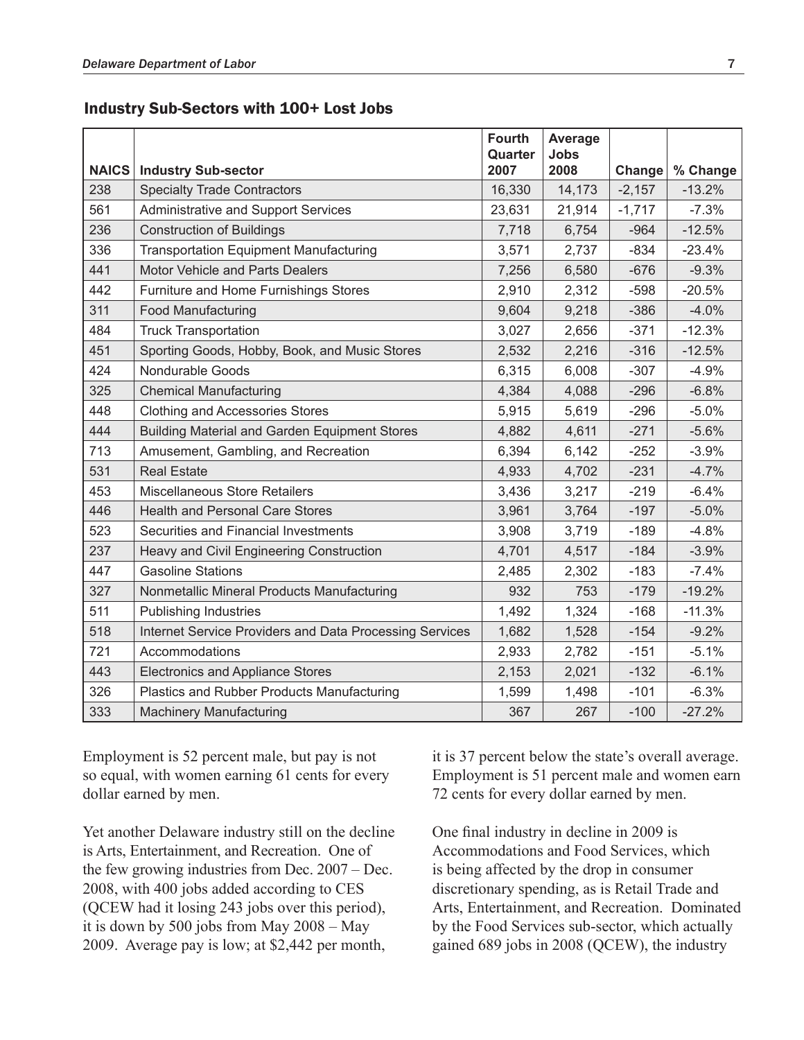### Industry Sub-Sectors with 100+ Lost Jobs

| NAICS | Industry Sub-sector | Fourth Quarter 2007 | Average Jobs 2008 | Change | % Change |
|---|---|---|---|---|---|
| 238 | Specialty Trade Contractors | 16,330 | 14,173 | -2,157 | -13.2% |
| 561 | Administrative and Support Services | 23,631 | 21,914 | -1,717 | -7.3% |
| 236 | Construction of Buildings | 7,718 | 6,754 | -964 | -12.5% |
| 336 | Transportation Equipment Manufacturing | 3,571 | 2,737 | -834 | -23.4% |
| 441 | Motor Vehicle and Parts Dealers | 7,256 | 6,580 | -676 | -9.3% |
| 442 | Furniture and Home Furnishings Stores | 2,910 | 2,312 | -598 | -20.5% |
| 311 | Food Manufacturing | 9,604 | 9,218 | -386 | -4.0% |
| 484 | Truck Transportation | 3,027 | 2,656 | -371 | -12.3% |
| 451 | Sporting Goods, Hobby, Book, and Music Stores | 2,532 | 2,216 | -316 | -12.5% |
| 424 | Nondurable Goods | 6,315 | 6,008 | -307 | -4.9% |
| 325 | Chemical Manufacturing | 4,384 | 4,088 | -296 | -6.8% |
| 448 | Clothing and Accessories Stores | 5,915 | 5,619 | -296 | -5.0% |
| 444 | Building Material and Garden Equipment Stores | 4,882 | 4,611 | -271 | -5.6% |
| 713 | Amusement, Gambling, and Recreation | 6,394 | 6,142 | -252 | -3.9% |
| 531 | Real Estate | 4,933 | 4,702 | -231 | -4.7% |
| 453 | Miscellaneous Store Retailers | 3,436 | 3,217 | -219 | -6.4% |
| 446 | Health and Personal Care Stores | 3,961 | 3,764 | -197 | -5.0% |
| 523 | Securities and Financial Investments | 3,908 | 3,719 | -189 | -4.8% |
| 237 | Heavy and Civil Engineering Construction | 4,701 | 4,517 | -184 | -3.9% |
| 447 | Gasoline Stations | 2,485 | 2,302 | -183 | -7.4% |
| 327 | Nonmetallic Mineral Products Manufacturing | 932 | 753 | -179 | -19.2% |
| 511 | Publishing Industries | 1,492 | 1,324 | -168 | -11.3% |
| 518 | Internet Service Providers and Data Processing Services | 1,682 | 1,528 | -154 | -9.2% |
| 721 | Accommodations | 2,933 | 2,782 | -151 | -5.1% |
| 443 | Electronics and Appliance Stores | 2,153 | 2,021 | -132 | -6.1% |
| 326 | Plastics and Rubber Products Manufacturing | 1,599 | 1,498 | -101 | -6.3% |
| 333 | Machinery Manufacturing | 367 | 267 | -100 | -27.2% |

Employment is 52 percent male, but pay is not so equal, with women earning 61 cents for every dollar earned by men.

Yet another Delaware industry still on the decline is Arts, Entertainment, and Recreation. One of the few growing industries from Dec. 2007 – Dec. 2008, with 400 jobs added according to CES (QCEW had it losing 243 jobs over this period), it is down by 500 jobs from May 2008 – May 2009. Average pay is low; at $2,442 per month, it is 37 percent below the state's overall average. Employment is 51 percent male and women earn 72 cents for every dollar earned by men.

One final industry in decline in 2009 is Accommodations and Food Services, which is being affected by the drop in consumer discretionary spending, as is Retail Trade and Arts, Entertainment, and Recreation. Dominated by the Food Services sub-sector, which actually gained 689 jobs in 2008 (QCEW), the industry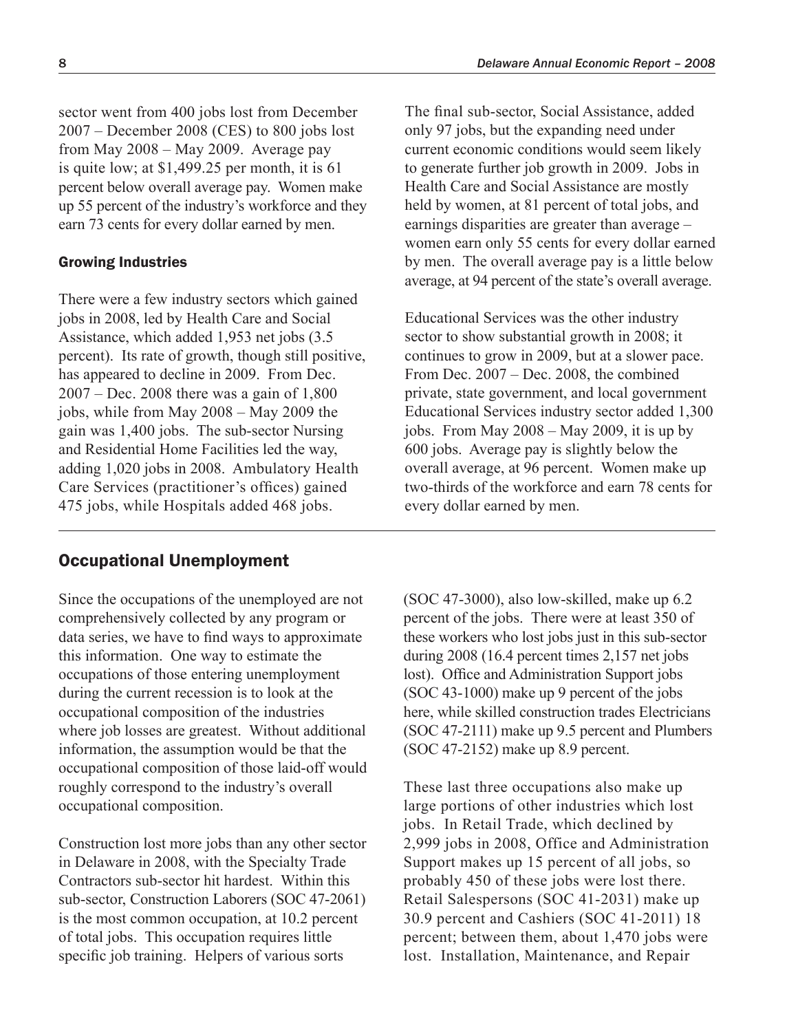sector went from 400 jobs lost from December 2007 – December 2008 (CES) to 800 jobs lost from May 2008 – May 2009. Average pay is quite low; at $1,499.25 per month, it is 61 percent below overall average pay. Women make up 55 percent of the industry's workforce and they earn 73 cents for every dollar earned by men.

### Growing Industries

There were a few industry sectors which gained jobs in 2008, led by Health Care and Social Assistance, which added 1,953 net jobs (3.5 percent). Its rate of growth, though still positive, has appeared to decline in 2009. From Dec. 2007 – Dec. 2008 there was a gain of 1,800 jobs, while from May 2008 – May 2009 the gain was 1,400 jobs. The sub-sector Nursing and Residential Home Facilities led the way, adding 1,020 jobs in 2008. Ambulatory Health Care Services (practitioner's offices) gained 475 jobs, while Hospitals added 468 jobs.

The final sub-sector, Social Assistance, added only 97 jobs, but the expanding need under current economic conditions would seem likely to generate further job growth in 2009. Jobs in Health Care and Social Assistance are mostly held by women, at 81 percent of total jobs, and earnings disparities are greater than average – women earn only 55 cents for every dollar earned by men. The overall average pay is a little below average, at 94 percent of the state's overall average.

Educational Services was the other industry sector to show substantial growth in 2008; it continues to grow in 2009, but at a slower pace. From Dec. 2007 – Dec. 2008, the combined private, state government, and local government Educational Services industry sector added 1,300 jobs. From May 2008 – May 2009, it is up by 600 jobs. Average pay is slightly below the overall average, at 96 percent. Women make up two-thirds of the workforce and earn 78 cents for every dollar earned by men.

## Occupational Unemployment

Since the occupations of the unemployed are not comprehensively collected by any program or data series, we have to find ways to approximate this information. One way to estimate the occupations of those entering unemployment during the current recession is to look at the occupational composition of the industries where job losses are greatest. Without additional information, the assumption would be that the occupational composition of those laid-off would roughly correspond to the industry's overall occupational composition.

Construction lost more jobs than any other sector in Delaware in 2008, with the Specialty Trade Contractors sub-sector hit hardest. Within this sub-sector, Construction Laborers (SOC 47-2061) is the most common occupation, at 10.2 percent of total jobs. This occupation requires little specific job training. Helpers of various sorts (SOC 47-3000), also low-skilled, make up 6.2 percent of the jobs. There were at least 350 of these workers who lost jobs just in this sub-sector during 2008 (16.4 percent times 2,157 net jobs lost). Office and Administration Support jobs (SOC 43-1000) make up 9 percent of the jobs here, while skilled construction trades Electricians (SOC 47-2111) make up 9.5 percent and Plumbers (SOC 47-2152) make up 8.9 percent.

These last three occupations also make up large portions of other industries which lost jobs. In Retail Trade, which declined by 2,999 jobs in 2008, Office and Administration Support makes up 15 percent of all jobs, so probably 450 of these jobs were lost there. Retail Salespersons (SOC 41-2031) make up 30.9 percent and Cashiers (SOC 41-2011) 18 percent; between them, about 1,470 jobs were lost. Installation, Maintenance, and Repair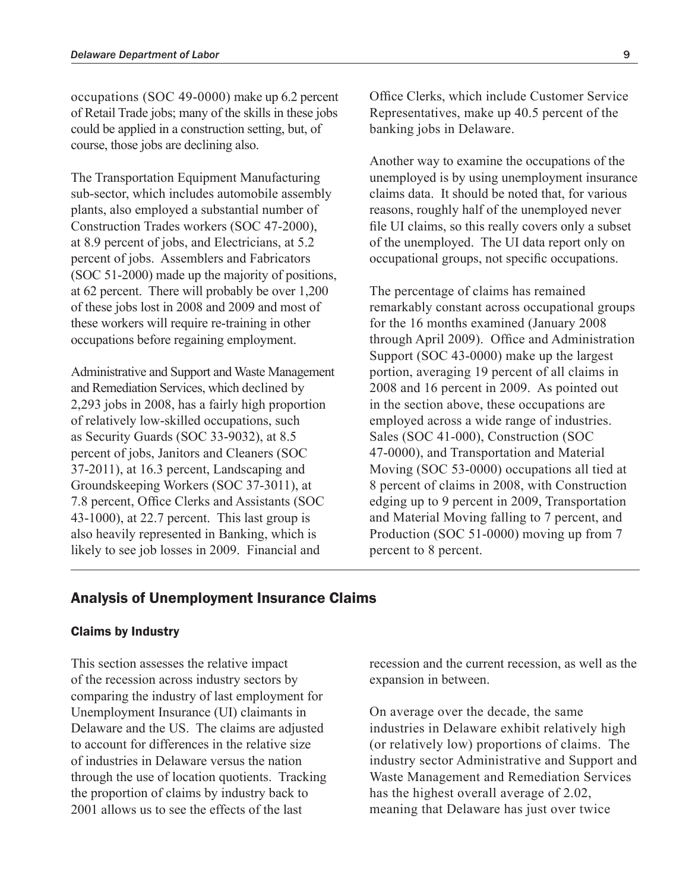occupations (SOC 49-0000) make up 6.2 percent of Retail Trade jobs; many of the skills in these jobs could be applied in a construction setting, but, of course, those jobs are declining also.

The Transportation Equipment Manufacturing sub-sector, which includes automobile assembly plants, also employed a substantial number of Construction Trades workers (SOC 47-2000), at 8.9 percent of jobs, and Electricians, at 5.2 percent of jobs. Assemblers and Fabricators (SOC 51-2000) made up the majority of positions, at 62 percent. There will probably be over 1,200 of these jobs lost in 2008 and 2009 and most of these workers will require re-training in other occupations before regaining employment.

Administrative and Support and Waste Management and Remediation Services, which declined by 2,293 jobs in 2008, has a fairly high proportion of relatively low-skilled occupations, such as Security Guards (SOC 33-9032), at 8.5 percent of jobs, Janitors and Cleaners (SOC 37-2011), at 16.3 percent, Landscaping and Groundskeeping Workers (SOC 37-3011), at 7.8 percent, Office Clerks and Assistants (SOC 43-1000), at 22.7 percent. This last group is also heavily represented in Banking, which is likely to see job losses in 2009. Financial and Office Clerks, which include Customer Service Representatives, make up 40.5 percent of the banking jobs in Delaware.

Another way to examine the occupations of the unemployed is by using unemployment insurance claims data. It should be noted that, for various reasons, roughly half of the unemployed never file UI claims, so this really covers only a subset of the unemployed. The UI data report only on occupational groups, not specific occupations.

The percentage of claims has remained remarkably constant across occupational groups for the 16 months examined (January 2008 through April 2009). Office and Administration Support (SOC 43-0000) make up the largest portion, averaging 19 percent of all claims in 2008 and 16 percent in 2009. As pointed out in the section above, these occupations are employed across a wide range of industries. Sales (SOC 41-000), Construction (SOC 47-0000), and Transportation and Material Moving (SOC 53-0000) occupations all tied at 8 percent of claims in 2008, with Construction edging up to 9 percent in 2009, Transportation and Material Moving falling to 7 percent, and Production (SOC 51-0000) moving up from 7 percent to 8 percent.

## Analysis of Unemployment Insurance Claims

### Claims by Industry

This section assesses the relative impact of the recession across industry sectors by comparing the industry of last employment for Unemployment Insurance (UI) claimants in Delaware and the US. The claims are adjusted to account for differences in the relative size of industries in Delaware versus the nation through the use of location quotients. Tracking the proportion of claims by industry back to 2001 allows us to see the effects of the last recession and the current recession, as well as the expansion in between.

On average over the decade, the same industries in Delaware exhibit relatively high (or relatively low) proportions of claims. The industry sector Administrative and Support and Waste Management and Remediation Services has the highest overall average of 2.02, meaning that Delaware has just over twice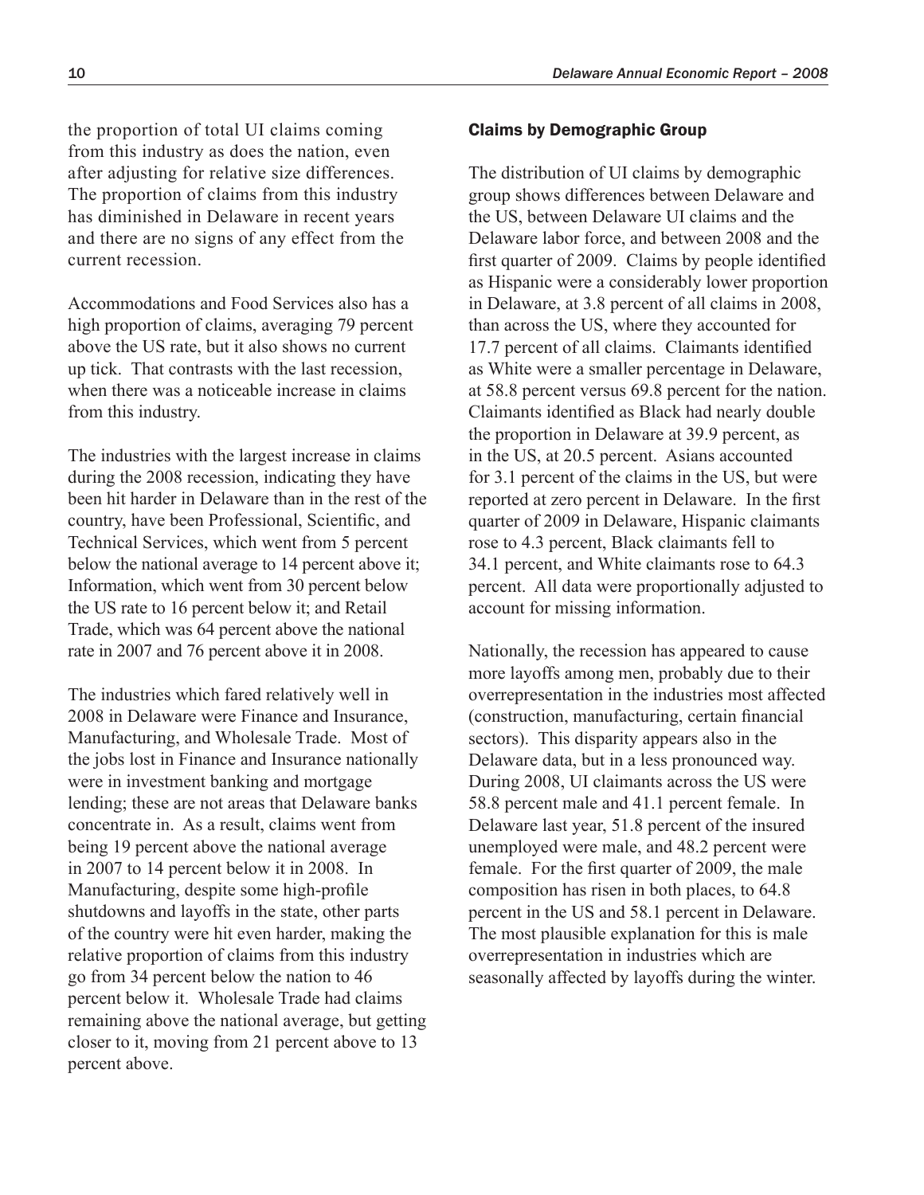the proportion of total UI claims coming from this industry as does the nation, even after adjusting for relative size differences. The proportion of claims from this industry has diminished in Delaware in recent years and there are no signs of any effect from the current recession.

Accommodations and Food Services also has a high proportion of claims, averaging 79 percent above the US rate, but it also shows no current up tick. That contrasts with the last recession, when there was a noticeable increase in claims from this industry.

The industries with the largest increase in claims during the 2008 recession, indicating they have been hit harder in Delaware than in the rest of the country, have been Professional, Scientific, and Technical Services, which went from 5 percent below the national average to 14 percent above it; Information, which went from 30 percent below the US rate to 16 percent below it; and Retail Trade, which was 64 percent above the national rate in 2007 and 76 percent above it in 2008.

The industries which fared relatively well in 2008 in Delaware were Finance and Insurance, Manufacturing, and Wholesale Trade. Most of the jobs lost in Finance and Insurance nationally were in investment banking and mortgage lending; these are not areas that Delaware banks concentrate in. As a result, claims went from being 19 percent above the national average in 2007 to 14 percent below it in 2008. In Manufacturing, despite some high-profile shutdowns and layoffs in the state, other parts of the country were hit even harder, making the relative proportion of claims from this industry go from 34 percent below the nation to 46 percent below it. Wholesale Trade had claims remaining above the national average, but getting closer to it, moving from 21 percent above to 13 percent above.

### Claims by Demographic Group

The distribution of UI claims by demographic group shows differences between Delaware and the US, between Delaware UI claims and the Delaware labor force, and between 2008 and the first quarter of 2009. Claims by people identified as Hispanic were a considerably lower proportion in Delaware, at 3.8 percent of all claims in 2008, than across the US, where they accounted for 17.7 percent of all claims. Claimants identified as White were a smaller percentage in Delaware, at 58.8 percent versus 69.8 percent for the nation. Claimants identified as Black had nearly double the proportion in Delaware at 39.9 percent, as in the US, at 20.5 percent. Asians accounted for 3.1 percent of the claims in the US, but were reported at zero percent in Delaware. In the first quarter of 2009 in Delaware, Hispanic claimants rose to 4.3 percent, Black claimants fell to 34.1 percent, and White claimants rose to 64.3 percent. All data were proportionally adjusted to account for missing information.

Nationally, the recession has appeared to cause more layoffs among men, probably due to their overrepresentation in the industries most affected (construction, manufacturing, certain financial sectors). This disparity appears also in the Delaware data, but in a less pronounced way. During 2008, UI claimants across the US were 58.8 percent male and 41.1 percent female. In Delaware last year, 51.8 percent of the insured unemployed were male, and 48.2 percent were female. For the first quarter of 2009, the male composition has risen in both places, to 64.8 percent in the US and 58.1 percent in Delaware. The most plausible explanation for this is male overrepresentation in industries which are seasonally affected by layoffs during the winter.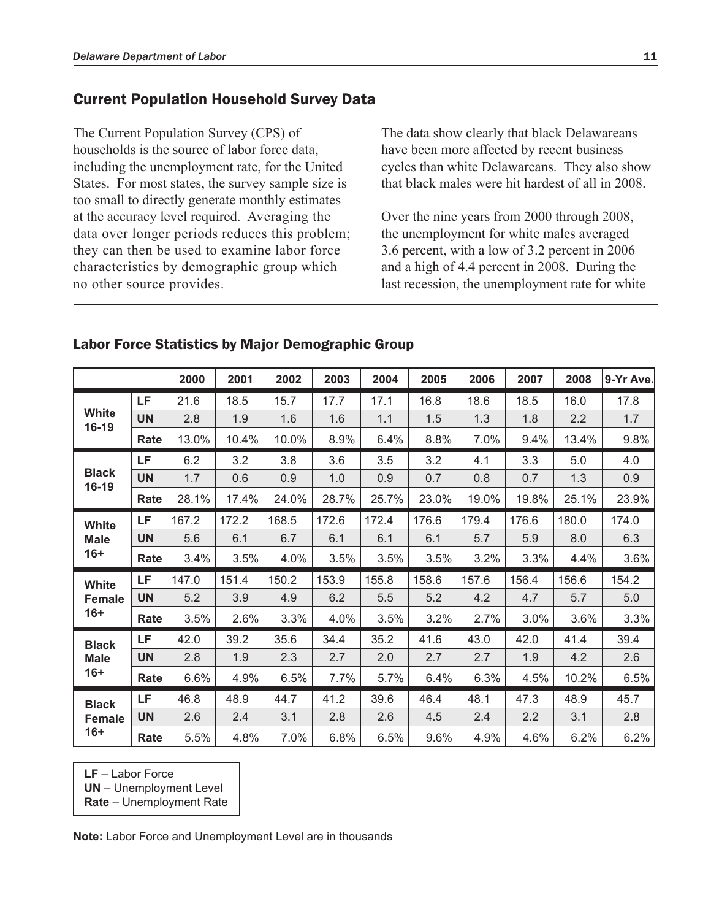## Current Population Household Survey Data

The Current Population Survey (CPS) of households is the source of labor force data, including the unemployment rate, for the United States. For most states, the survey sample size is too small to directly generate monthly estimates at the accuracy level required. Averaging the data over longer periods reduces this problem; they can then be used to examine labor force characteristics by demographic group which no other source provides.

The data show clearly that black Delawareans have been more affected by recent business cycles than white Delawareans. They also show that black males were hit hardest of all in 2008.

Over the nine years from 2000 through 2008, the unemployment for white males averaged 3.6 percent, with a low of 3.2 percent in 2006 and a high of 4.4 percent in 2008. During the last recession, the unemployment rate for white

### Labor Force Statistics by Major Demographic Group

| | | 2000 | 2001 | 2002 | 2003 | 2004 | 2005 | 2006 | 2007 | 2008 | 9-Yr Ave. |
|---|---|---|---|---|---|---|---|---|---|---|---|
| White 16-19 | LF | 21.6 | 18.5 | 15.7 | 17.7 | 17.1 | 16.8 | 18.6 | 18.5 | 16.0 | 17.8 |
| | UN | 2.8 | 1.9 | 1.6 | 1.6 | 1.1 | 1.5 | 1.3 | 1.8 | 2.2 | 1.7 |
| | Rate | 13.0% | 10.4% | 10.0% | 8.9% | 6.4% | 8.8% | 7.0% | 9.4% | 13.4% | 9.8% |
| Black 16-19 | LF | 6.2 | 3.2 | 3.8 | 3.6 | 3.5 | 3.2 | 4.1 | 3.3 | 5.0 | 4.0 |
| | UN | 1.7 | 0.6 | 0.9 | 1.0 | 0.9 | 0.7 | 0.8 | 0.7 | 1.3 | 0.9 |
| | Rate | 28.1% | 17.4% | 24.0% | 28.7% | 25.7% | 23.0% | 19.0% | 19.8% | 25.1% | 23.9% |
| White Male 16+ | LF | 167.2 | 172.2 | 168.5 | 172.6 | 172.4 | 176.6 | 179.4 | 176.6 | 180.0 | 174.0 |
| | UN | 5.6 | 6.1 | 6.7 | 6.1 | 6.1 | 6.1 | 5.7 | 5.9 | 8.0 | 6.3 |
| | Rate | 3.4% | 3.5% | 4.0% | 3.5% | 3.5% | 3.5% | 3.2% | 3.3% | 4.4% | 3.6% |
| White Female 16+ | LF | 147.0 | 151.4 | 150.2 | 153.9 | 155.8 | 158.6 | 157.6 | 156.4 | 156.6 | 154.2 |
| | UN | 5.2 | 3.9 | 4.9 | 6.2 | 5.5 | 5.2 | 4.2 | 4.7 | 5.7 | 5.0 |
| | Rate | 3.5% | 2.6% | 3.3% | 4.0% | 3.5% | 3.2% | 2.7% | 3.0% | 3.6% | 3.3% |
| Black Male 16+ | LF | 42.0 | 39.2 | 35.6 | 34.4 | 35.2 | 41.6 | 43.0 | 42.0 | 41.4 | 39.4 |
| | UN | 2.8 | 1.9 | 2.3 | 2.7 | 2.0 | 2.7 | 2.7 | 1.9 | 4.2 | 2.6 |
| | Rate | 6.6% | 4.9% | 6.5% | 7.7% | 5.7% | 6.4% | 6.3% | 4.5% | 10.2% | 6.5% |
| Black Female 16+ | LF | 46.8 | 48.9 | 44.7 | 41.2 | 39.6 | 46.4 | 48.1 | 47.3 | 48.9 | 45.7 |
| | UN | 2.6 | 2.4 | 3.1 | 2.8 | 2.6 | 4.5 | 2.4 | 2.2 | 3.1 | 2.8 |
| | Rate | 5.5% | 4.8% | 7.0% | 6.8% | 6.5% | 9.6% | 4.9% | 4.6% | 6.2% | 6.2% |

**LF** – Labor Force
**UN** – Unemployment Level
**Rate** – Unemployment Rate

**Note:** Labor Force and Unemployment Level are in thousands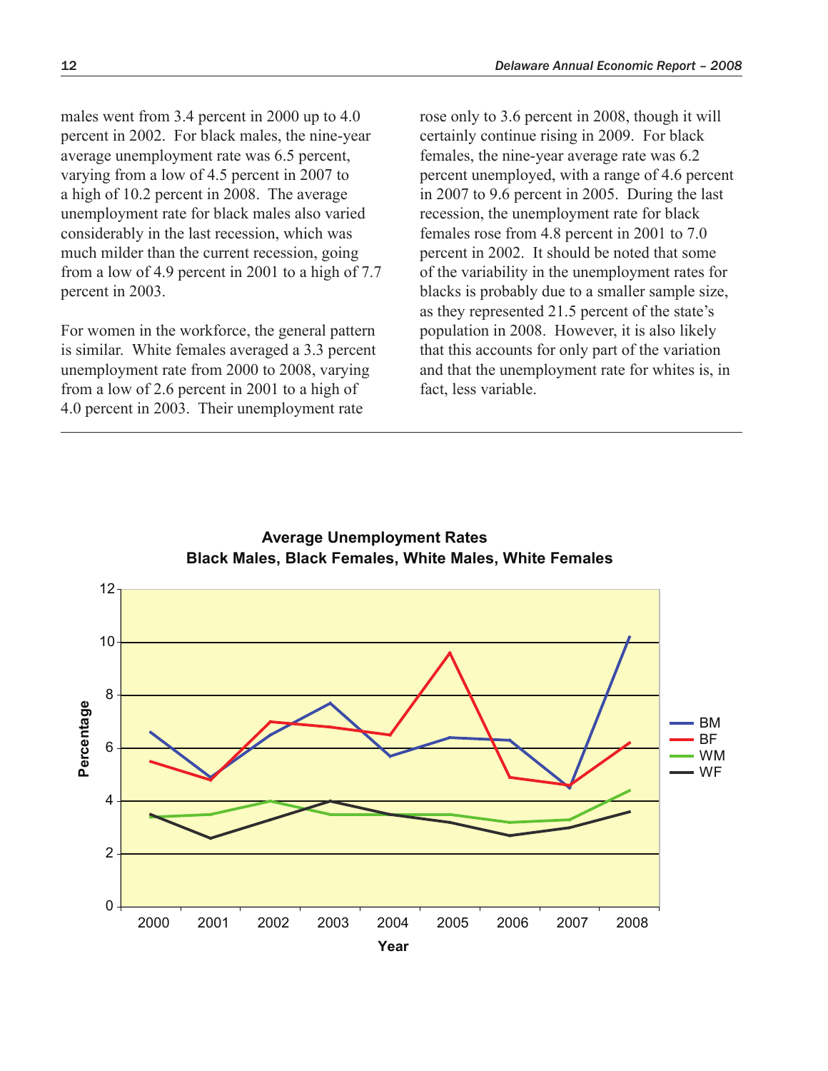males went from 3.4 percent in 2000 up to 4.0 percent in 2002. For black males, the nine-year average unemployment rate was 6.5 percent, varying from a low of 4.5 percent in 2007 to a high of 10.2 percent in 2008. The average unemployment rate for black males also varied considerably in the last recession, which was much milder than the current recession, going from a low of 4.9 percent in 2001 to a high of 7.7 percent in 2003.

For women in the workforce, the general pattern is similar. White females averaged a 3.3 percent unemployment rate from 2000 to 2008, varying from a low of 2.6 percent in 2001 to a high of 4.0 percent in 2003. Their unemployment rate rose only to 3.6 percent in 2008, though it will certainly continue rising in 2009. For black females, the nine-year average rate was 6.2 percent unemployed, with a range of 4.6 percent in 2007 to 9.6 percent in 2005. During the last recession, the unemployment rate for black females rose from 4.8 percent in 2001 to 7.0 percent in 2002. It should be noted that some of the variability in the unemployment rates for blacks is probably due to a smaller sample size, as they represented 21.5 percent of the state's population in 2008. However, it is also likely that this accounts for only part of the variation and that the unemployment rate for whites is, in fact, less variable.

**Average Unemployment Rates**
**Black Males, Black Females, White Males, White Females**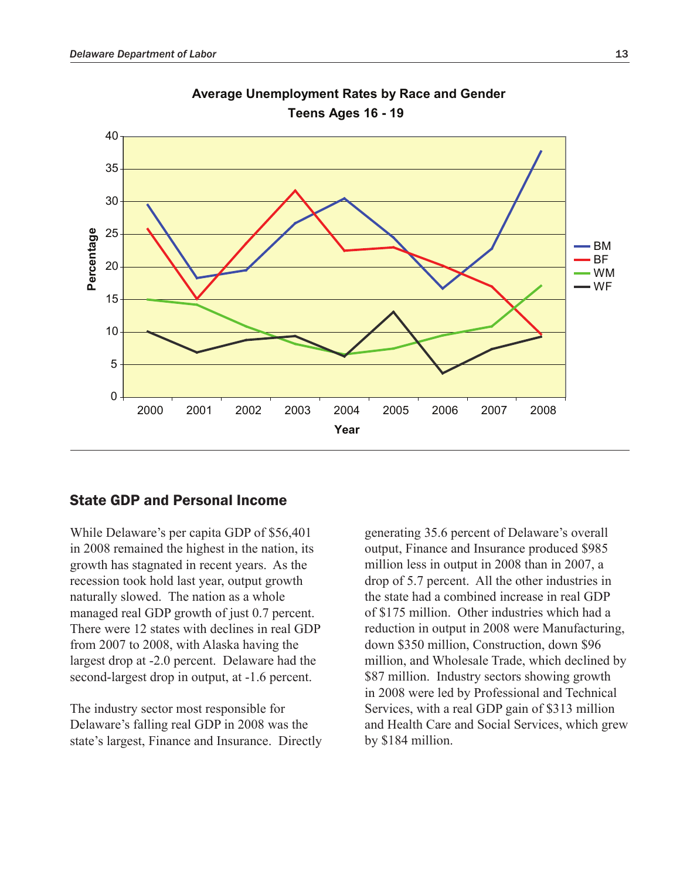**Average Unemployment Rates by Race and Gender**
**Teens Ages 16 - 19**

## State GDP and Personal Income

While Delaware's per capita GDP of $56,401 in 2008 remained the highest in the nation, its growth has stagnated in recent years. As the recession took hold last year, output growth naturally slowed. The nation as a whole managed real GDP growth of just 0.7 percent. There were 12 states with declines in real GDP from 2007 to 2008, with Alaska having the largest drop at -2.0 percent. Delaware had the second-largest drop in output, at -1.6 percent.

The industry sector most responsible for Delaware's falling real GDP in 2008 was the state's largest, Finance and Insurance. Directly generating 35.6 percent of Delaware's overall output, Finance and Insurance produced $985 million less in output in 2008 than in 2007, a drop of 5.7 percent. All the other industries in the state had a combined increase in real GDP of $175 million. Other industries which had a reduction in output in 2008 were Manufacturing, down $350 million, Construction, down $96 million, and Wholesale Trade, which declined by $87 million. Industry sectors showing growth in 2008 were led by Professional and Technical Services, with a real GDP gain of $313 million and Health Care and Social Services, which grew by $184 million.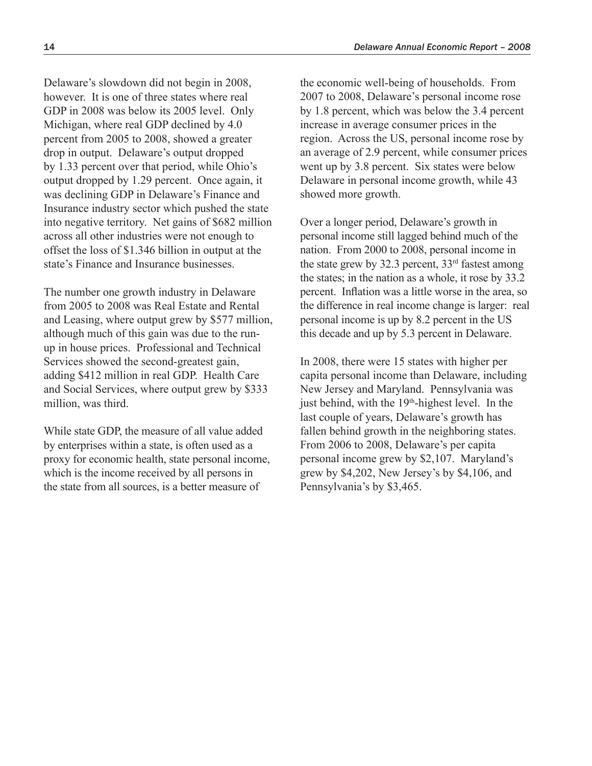Delaware's slowdown did not begin in 2008, however. It is one of three states where real GDP in 2008 was below its 2005 level. Only Michigan, where real GDP declined by 4.0 percent from 2005 to 2008, showed a greater drop in output. Delaware's output dropped by 1.33 percent over that period, while Ohio's output dropped by 1.29 percent. Once again, it was declining GDP in Delaware's Finance and Insurance industry sector which pushed the state into negative territory. Net gains of $682 million across all other industries were not enough to offset the loss of $1.346 billion in output at the state's Finance and Insurance businesses.

The number one growth industry in Delaware from 2005 to 2008 was Real Estate and Rental and Leasing, where output grew by $577 million, although much of this gain was due to the run-up in house prices. Professional and Technical Services showed the second-greatest gain, adding $412 million in real GDP. Health Care and Social Services, where output grew by $333 million, was third.

While state GDP, the measure of all value added by enterprises within a state, is often used as a proxy for economic health, state personal income, which is the income received by all persons in the state from all sources, is a better measure of the economic well-being of households. From 2007 to 2008, Delaware's personal income rose by 1.8 percent, which was below the 3.4 percent increase in average consumer prices in the region. Across the US, personal income rose by an average of 2.9 percent, while consumer prices went up by 3.8 percent. Six states were below Delaware in personal income growth, while 43 showed more growth.

Over a longer period, Delaware's growth in personal income still lagged behind much of the nation. From 2000 to 2008, personal income in the state grew by 32.3 percent, 33rd fastest among the states; in the nation as a whole, it rose by 33.2 percent. Inflation was a little worse in the area, so the difference in real income change is larger: real personal income is up by 8.2 percent in the US this decade and up by 5.3 percent in Delaware.

In 2008, there were 15 states with higher per capita personal income than Delaware, including New Jersey and Maryland. Pennsylvania was just behind, with the 19th-highest level. In the last couple of years, Delaware's growth has fallen behind growth in the neighboring states. From 2006 to 2008, Delaware's per capita personal income grew by $2,107. Maryland's grew by $4,202, New Jersey's by $4,106, and Pennsylvania's by $3,465.